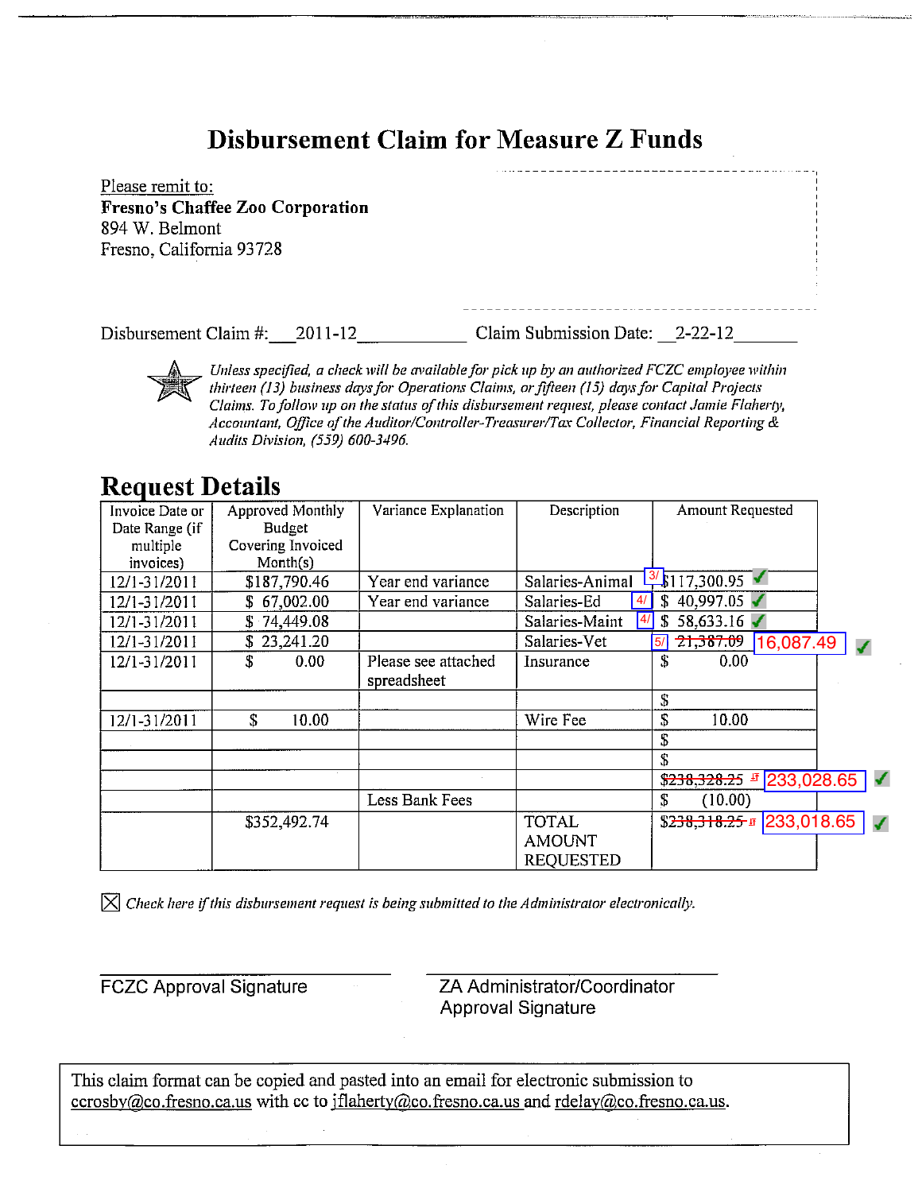# Disbursement Claim for Measure Z Funds

Please remit to:
**Fresno's Chaffee Zoo Corporation**
894 W. Belmont
Fresno, California 93728

Disbursement Claim #: 2011-12 Claim Submission Date: 2-22-12

*Unless specified, a check will be available for pick up by an authorized FCZC employee within thirteen (13) business days for Operations Claims, or fifteen (15) days for Capital Projects Claims. To follow up on the status of this disbursement request, please contact Jamie Flaherty, Accountant, Office of the Auditor/Controller-Treasurer/Tax Collector, Financial Reporting & Audits Division, (559) 600-3496.*

## Request Details

| Invoice Date or Date Range (if multiple invoices) | Approved Monthly Budget Covering Invoiced Month(s) | Variance Explanation | Description | Amount Requested |
|---|---|---|---|---|
| 12/1-31/2011 | $187,790.46 | Year end variance | Salaries-Animal | 3/ $117,300.95 ✓ |
| 12/1-31/2011 | $ 67,002.00 | Year end variance | Salaries-Ed | 4/ $ 40,997.05 ✓ |
| 12/1-31/2011 | $ 74,449.08 | | Salaries-Maint | 4/ $ 58,633.16 ✓ |
| 12/1-31/2011 | $ 23,241.20 | | Salaries-Vet | 5/ ~~21,387.09~~ 16,087.49 ✓ |
| 12/1-31/2011 | $ 0.00 | Please see attached spreadsheet | Insurance | $ 0.00 |
| | | | | $ |
| 12/1-31/2011 | $ 10.00 | | Wire Fee | $ 10.00 |
| | | | | $ |
| | | | | $ |
| | | | | ~~$238,328.25~~ 233,028.65 ✓ |
| | | Less Bank Fees | | $ (10.00) |
| | $352,492.74 | | TOTAL AMOUNT REQUESTED | ~~$238,318.25~~ 233,018.65 ✓ |

☒ *Check here if this disbursement request is being submitted to the Administrator electronically.*

FCZC Approval Signature

ZA Administrator/Coordinator Approval Signature

This claim format can be copied and pasted into an email for electronic submission to ccrosby@co.fresno.ca.us with cc to jflaherty@co.fresno.ca.us and rdelay@co.fresno.ca.us.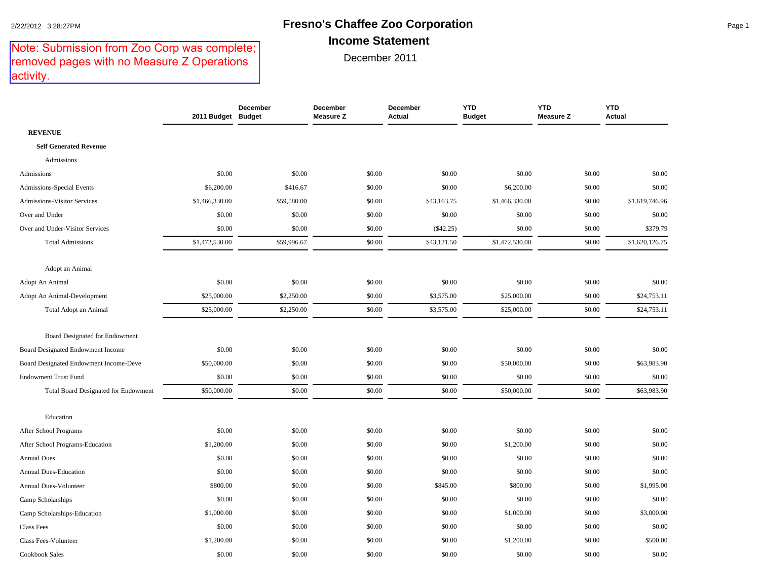Note: Submission from Zoo Corp was complete; removed pages with no Measure Z Operations activity.

# Fresno's Chaffee Zoo Corporation

## Income Statement

December 2011

| | 2011 Budget | December Budget | December Measure Z | December Actual | YTD Budget | YTD Measure Z | YTD Actual |
|---|---|---|---|---|---|---|---|
| **REVENUE** | | | | | | | |
| **Self Generated Revenue** | | | | | | | |
| Admissions | | | | | | | |
| Admissions | $0.00 | $0.00 | $0.00 | $0.00 | $0.00 | $0.00 | $0.00 |
| Admissions-Special Events | $6,200.00 | $416.67 | $0.00 | $0.00 | $6,200.00 | $0.00 | $0.00 |
| Admissions-Visitor Services | $1,466,330.00 | $59,580.00 | $0.00 | $43,163.75 | $1,466,330.00 | $0.00 | $1,619,746.96 |
| Over and Under | $0.00 | $0.00 | $0.00 | $0.00 | $0.00 | $0.00 | $0.00 |
| Over and Under-Visitor Services | $0.00 | $0.00 | $0.00 | ($42.25) | $0.00 | $0.00 | $379.79 |
| Total Admissions | $1,472,530.00 | $59,996.67 | $0.00 | $43,121.50 | $1,472,530.00 | $0.00 | $1,620,126.75 |
| Adopt an Animal | | | | | | | |
| Adopt An Animal | $0.00 | $0.00 | $0.00 | $0.00 | $0.00 | $0.00 | $0.00 |
| Adopt An Animal-Development | $25,000.00 | $2,250.00 | $0.00 | $3,575.00 | $25,000.00 | $0.00 | $24,753.11 |
| Total Adopt an Animal | $25,000.00 | $2,250.00 | $0.00 | $3,575.00 | $25,000.00 | $0.00 | $24,753.11 |
| Board Designated for Endowment | | | | | | | |
| Board Designated Endowment Income | $0.00 | $0.00 | $0.00 | $0.00 | $0.00 | $0.00 | $0.00 |
| Board Designated Endowment Income-Deve | $50,000.00 | $0.00 | $0.00 | $0.00 | $50,000.00 | $0.00 | $63,983.90 |
| Endowment Trust Fund | $0.00 | $0.00 | $0.00 | $0.00 | $0.00 | $0.00 | $0.00 |
| Total Board Designated for Endowment | $50,000.00 | $0.00 | $0.00 | $0.00 | $50,000.00 | $0.00 | $63,983.90 |
| Education | | | | | | | |
| After School Programs | $0.00 | $0.00 | $0.00 | $0.00 | $0.00 | $0.00 | $0.00 |
| After School Programs-Education | $1,200.00 | $0.00 | $0.00 | $0.00 | $1,200.00 | $0.00 | $0.00 |
| Annual Dues | $0.00 | $0.00 | $0.00 | $0.00 | $0.00 | $0.00 | $0.00 |
| Annual Dues-Education | $0.00 | $0.00 | $0.00 | $0.00 | $0.00 | $0.00 | $0.00 |
| Annual Dues-Volunteer | $800.00 | $0.00 | $0.00 | $845.00 | $800.00 | $0.00 | $1,995.00 |
| Camp Scholarships | $0.00 | $0.00 | $0.00 | $0.00 | $0.00 | $0.00 | $0.00 |
| Camp Scholarships-Education | $1,000.00 | $0.00 | $0.00 | $0.00 | $1,000.00 | $0.00 | $3,000.00 |
| Class Fees | $0.00 | $0.00 | $0.00 | $0.00 | $0.00 | $0.00 | $0.00 |
| Class Fees-Volunteer | $1,200.00 | $0.00 | $0.00 | $0.00 | $1,200.00 | $0.00 | $500.00 |
| Cookbook Sales | $0.00 | $0.00 | $0.00 | $0.00 | $0.00 | $0.00 | $0.00 |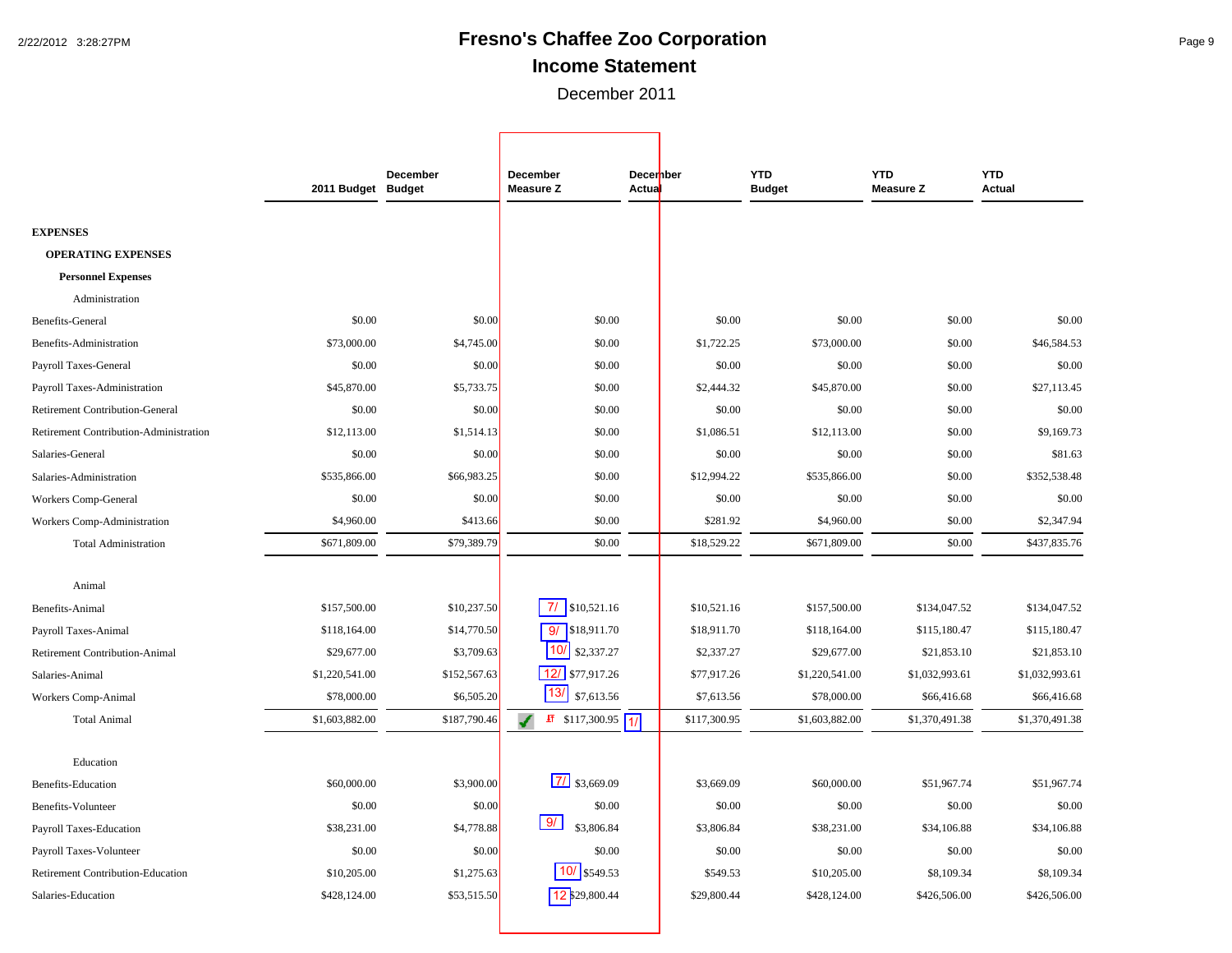# Fresno's Chaffee Zoo Corporation

## Income Statement

December 2011

| | 2011 Budget | December Budget | December Measure Z | December Actual | YTD Budget | YTD Measure Z | YTD Actual |
|---|---|---|---|---|---|---|---|
| **EXPENSES** | | | | | | | |
| **OPERATING EXPENSES** | | | | | | | |
| **Personnel Expenses** | | | | | | | |
| Administration | | | | | | | |
| Benefits-General | $0.00 | $0.00 | $0.00 | $0.00 | $0.00 | $0.00 | $0.00 |
| Benefits-Administration | $73,000.00 | $4,745.00 | $0.00 | $1,722.25 | $73,000.00 | $0.00 | $46,584.53 |
| Payroll Taxes-General | $0.00 | $0.00 | $0.00 | $0.00 | $0.00 | $0.00 | $0.00 |
| Payroll Taxes-Administration | $45,870.00 | $5,733.75 | $0.00 | $2,444.32 | $45,870.00 | $0.00 | $27,113.45 |
| Retirement Contribution-General | $0.00 | $0.00 | $0.00 | $0.00 | $0.00 | $0.00 | $0.00 |
| Retirement Contribution-Administration | $12,113.00 | $1,514.13 | $0.00 | $1,086.51 | $12,113.00 | $0.00 | $9,169.73 |
| Salaries-General | $0.00 | $0.00 | $0.00 | $0.00 | $0.00 | $0.00 | $81.63 |
| Salaries-Administration | $535,866.00 | $66,983.25 | $0.00 | $12,994.22 | $535,866.00 | $0.00 | $352,538.48 |
| Workers Comp-General | $0.00 | $0.00 | $0.00 | $0.00 | $0.00 | $0.00 | $0.00 |
| Workers Comp-Administration | $4,960.00 | $413.66 | $0.00 | $281.92 | $4,960.00 | $0.00 | $2,347.94 |
| Total Administration | $671,809.00 | $79,389.79 | $0.00 | $18,529.22 | $671,809.00 | $0.00 | $437,835.76 |
| Animal | | | | | | | |
| Benefits-Animal | $157,500.00 | $10,237.50 | 7/ $10,521.16 | $10,521.16 | $157,500.00 | $134,047.52 | $134,047.52 |
| Payroll Taxes-Animal | $118,164.00 | $14,770.50 | 9/ $18,911.70 | $18,911.70 | $118,164.00 | $115,180.47 | $115,180.47 |
| Retirement Contribution-Animal | $29,677.00 | $3,709.63 | 10/ $2,337.27 | $2,337.27 | $29,677.00 | $21,853.10 | $21,853.10 |
| Salaries-Animal | $1,220,541.00 | $152,567.63 | 12/ $77,917.26 | $77,917.26 | $1,220,541.00 | $1,032,993.61 | $1,032,993.61 |
| Workers Comp-Animal | $78,000.00 | $6,505.20 | 13/ $7,613.56 | $7,613.56 | $78,000.00 | $66,416.68 | $66,416.68 |
| Total Animal | $1,603,882.00 | $187,790.46 | ✓ $117,300.95 1/ | $117,300.95 | $1,603,882.00 | $1,370,491.38 | $1,370,491.38 |
| Education | | | | | | | |
| Benefits-Education | $60,000.00 | $3,900.00 | 7/ $3,669.09 | $3,669.09 | $60,000.00 | $51,967.74 | $51,967.74 |
| Benefits-Volunteer | $0.00 | $0.00 | $0.00 | $0.00 | $0.00 | $0.00 | $0.00 |
| Payroll Taxes-Education | $38,231.00 | $4,778.88 | 9/ $3,806.84 | $3,806.84 | $38,231.00 | $34,106.88 | $34,106.88 |
| Payroll Taxes-Volunteer | $0.00 | $0.00 | $0.00 | $0.00 | $0.00 | $0.00 | $0.00 |
| Retirement Contribution-Education | $10,205.00 | $1,275.63 | 10/ $549.53 | $549.53 | $10,205.00 | $8,109.34 | $8,109.34 |
| Salaries-Education | $428,124.00 | $53,515.50 | 12 $29,800.44 | $29,800.44 | $428,124.00 | $426,506.00 | $426,506.00 |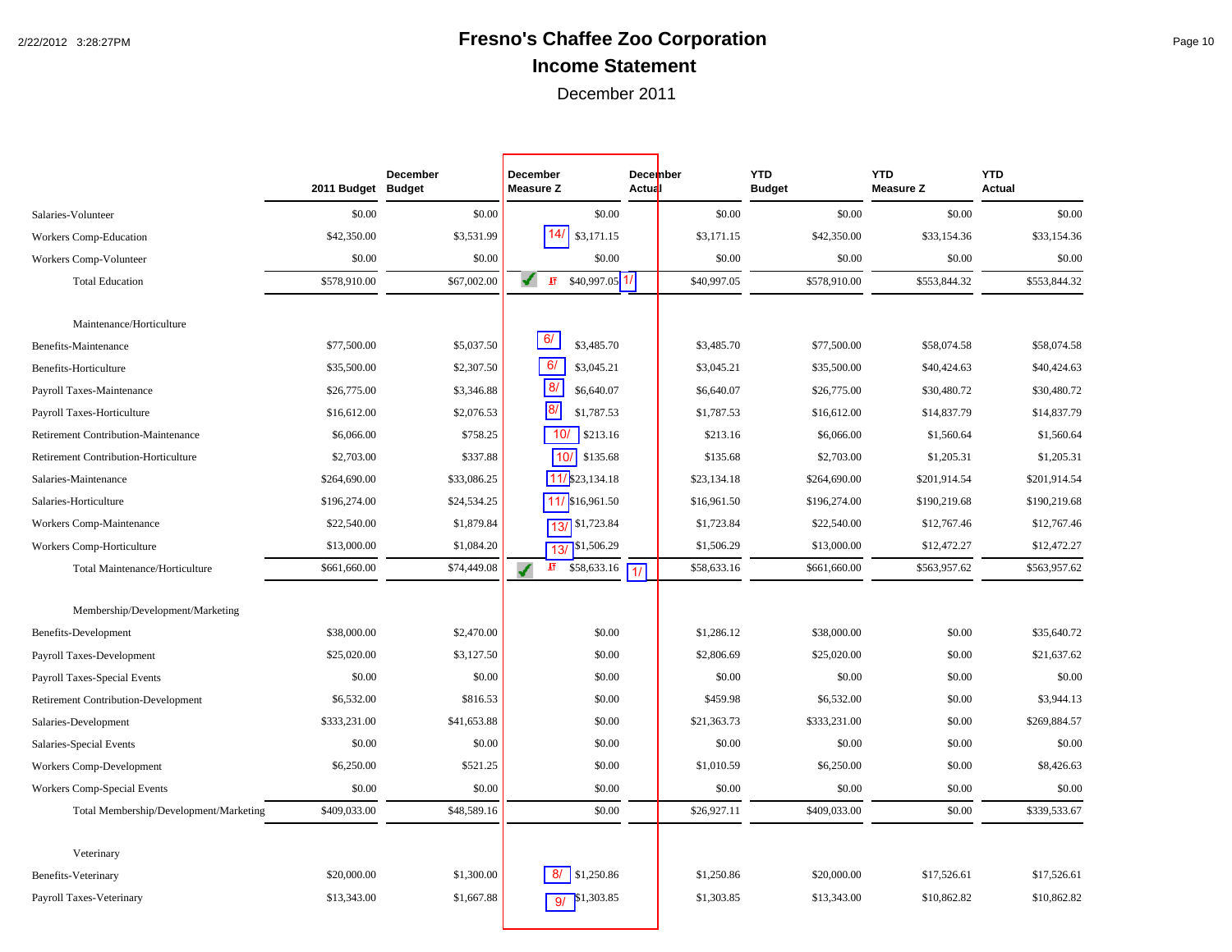# Fresno's Chaffee Zoo Corporation

## Income Statement

December 2011

| | 2011 Budget | December Budget | December Measure Z | December Actual | YTD Budget | YTD Measure Z | YTD Actual |
|---|---|---|---|---|---|---|---|
| Salaries-Volunteer | $0.00 | $0.00 | $0.00 | $0.00 | $0.00 | $0.00 | $0.00 |
| Workers Comp-Education | $42,350.00 | $3,531.99 | 14/ $3,171.15 | $3,171.15 | $42,350.00 | $33,154.36 | $33,154.36 |
| Workers Comp-Volunteer | $0.00 | $0.00 | $0.00 | $0.00 | $0.00 | $0.00 | $0.00 |
| Total Education | $578,910.00 | $67,002.00 | ✓ IT $40,997.05 1/ | $40,997.05 | $578,910.00 | $553,844.32 | $553,844.32 |
| Maintenance/Horticulture | | | | | | | |
| Benefits-Maintenance | $77,500.00 | $5,037.50 | 6/ $3,485.70 | $3,485.70 | $77,500.00 | $58,074.58 | $58,074.58 |
| Benefits-Horticulture | $35,500.00 | $2,307.50 | 6/ $3,045.21 | $3,045.21 | $35,500.00 | $40,424.63 | $40,424.63 |
| Payroll Taxes-Maintenance | $26,775.00 | $3,346.88 | 8/ $6,640.07 | $6,640.07 | $26,775.00 | $30,480.72 | $30,480.72 |
| Payroll Taxes-Horticulture | $16,612.00 | $2,076.53 | 8/ $1,787.53 | $1,787.53 | $16,612.00 | $14,837.79 | $14,837.79 |
| Retirement Contribution-Maintenance | $6,066.00 | $758.25 | 10/ $213.16 | $213.16 | $6,066.00 | $1,560.64 | $1,560.64 |
| Retirement Contribution-Horticulture | $2,703.00 | $337.88 | 10/ $135.68 | $135.68 | $2,703.00 | $1,205.31 | $1,205.31 |
| Salaries-Maintenance | $264,690.00 | $33,086.25 | 11/ $23,134.18 | $23,134.18 | $264,690.00 | $201,914.54 | $201,914.54 |
| Salaries-Horticulture | $196,274.00 | $24,534.25 | 11/ $16,961.50 | $16,961.50 | $196,274.00 | $190,219.68 | $190,219.68 |
| Workers Comp-Maintenance | $22,540.00 | $1,879.84 | 13/ $1,723.84 | $1,723.84 | $22,540.00 | $12,767.46 | $12,767.46 |
| Workers Comp-Horticulture | $13,000.00 | $1,084.20 | 13/ $1,506.29 | $1,506.29 | $13,000.00 | $12,472.27 | $12,472.27 |
| Total Maintenance/Horticulture | $661,660.00 | $74,449.08 | ✓ IT $58,633.16 1/ | $58,633.16 | $661,660.00 | $563,957.62 | $563,957.62 |
| Membership/Development/Marketing | | | | | | | |
| Benefits-Development | $38,000.00 | $2,470.00 | $0.00 | $1,286.12 | $38,000.00 | $0.00 | $35,640.72 |
| Payroll Taxes-Development | $25,020.00 | $3,127.50 | $0.00 | $2,806.69 | $25,020.00 | $0.00 | $21,637.62 |
| Payroll Taxes-Special Events | $0.00 | $0.00 | $0.00 | $0.00 | $0.00 | $0.00 | $0.00 |
| Retirement Contribution-Development | $6,532.00 | $816.53 | $0.00 | $459.98 | $6,532.00 | $0.00 | $3,944.13 |
| Salaries-Development | $333,231.00 | $41,653.88 | $0.00 | $21,363.73 | $333,231.00 | $0.00 | $269,884.57 |
| Salaries-Special Events | $0.00 | $0.00 | $0.00 | $0.00 | $0.00 | $0.00 | $0.00 |
| Workers Comp-Development | $6,250.00 | $521.25 | $0.00 | $1,010.59 | $6,250.00 | $0.00 | $8,426.63 |
| Workers Comp-Special Events | $0.00 | $0.00 | $0.00 | $0.00 | $0.00 | $0.00 | $0.00 |
| Total Membership/Development/Marketing | $409,033.00 | $48,589.16 | $0.00 | $26,927.11 | $409,033.00 | $0.00 | $339,533.67 |
| Veterinary | | | | | | | |
| Benefits-Veterinary | $20,000.00 | $1,300.00 | 8/ $1,250.86 | $1,250.86 | $20,000.00 | $17,526.61 | $17,526.61 |
| Payroll Taxes-Veterinary | $13,343.00 | $1,667.88 | 9/ $1,303.85 | $1,303.85 | $13,343.00 | $10,862.82 | $10,862.82 |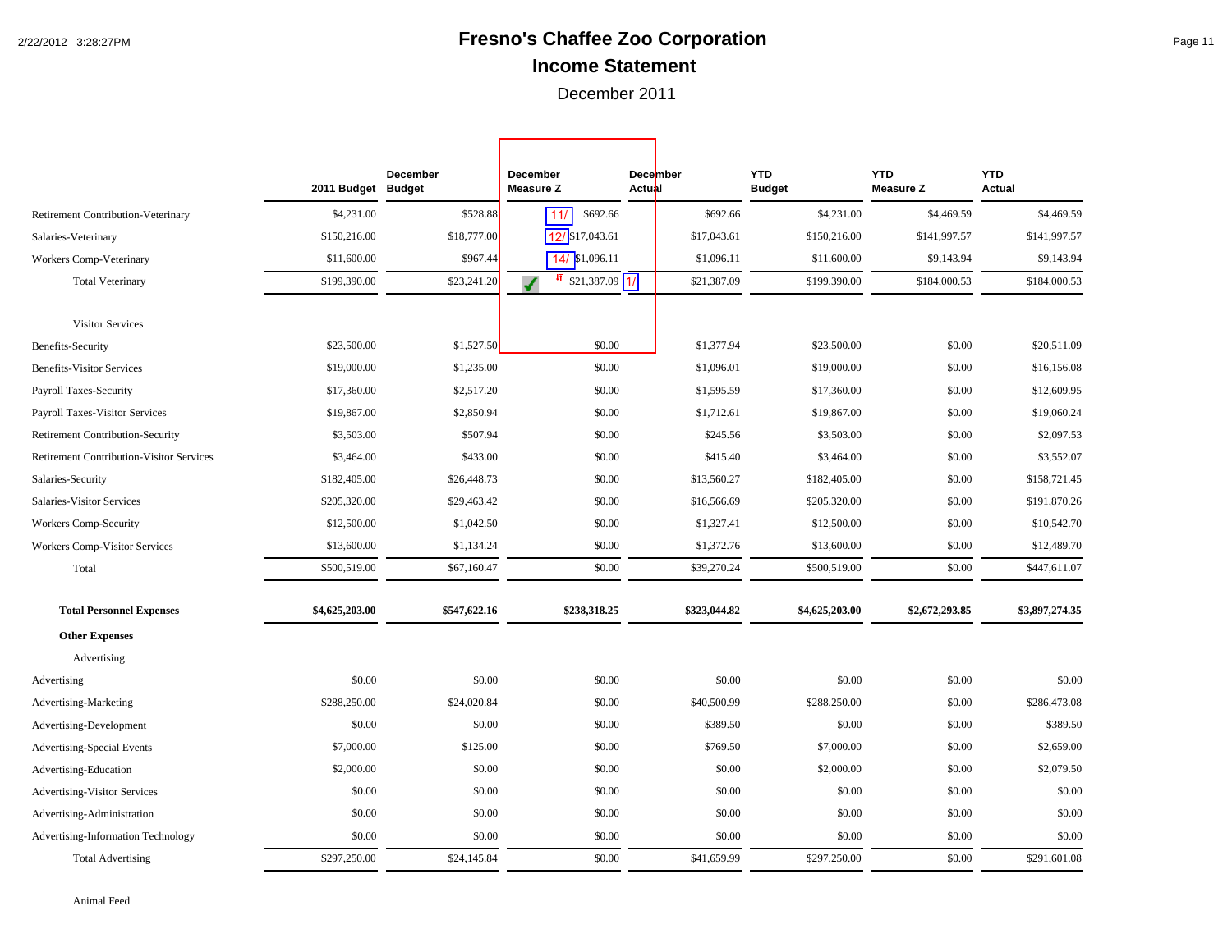# Fresno's Chaffee Zoo Corporation

## Income Statement

December 2011

| | 2011 Budget | December Budget | December Measure Z | December Actual | YTD Budget | YTD Measure Z | YTD Actual |
|---|---|---|---|---|---|---|---|
| Retirement Contribution-Veterinary | $4,231.00 | $528.88 | 11/ $692.66 | $692.66 | $4,231.00 | $4,469.59 | $4,469.59 |
| Salaries-Veterinary | $150,216.00 | $18,777.00 | 12/ $17,043.61 | $17,043.61 | $150,216.00 | $141,997.57 | $141,997.57 |
| Workers Comp-Veterinary | $11,600.00 | $967.44 | 14/ $1,096.11 | $1,096.11 | $11,600.00 | $9,143.94 | $9,143.94 |
| Total Veterinary | $199,390.00 | $23,241.20 | $21,387.09 1/ | $21,387.09 | $199,390.00 | $184,000.53 | $184,000.53 |
| Visitor Services | | | | | | | |
| Benefits-Security | $23,500.00 | $1,527.50 | $0.00 | $1,377.94 | $23,500.00 | $0.00 | $20,511.09 |
| Benefits-Visitor Services | $19,000.00 | $1,235.00 | $0.00 | $1,096.01 | $19,000.00 | $0.00 | $16,156.08 |
| Payroll Taxes-Security | $17,360.00 | $2,517.20 | $0.00 | $1,595.59 | $17,360.00 | $0.00 | $12,609.95 |
| Payroll Taxes-Visitor Services | $19,867.00 | $2,850.94 | $0.00 | $1,712.61 | $19,867.00 | $0.00 | $19,060.24 |
| Retirement Contribution-Security | $3,503.00 | $507.94 | $0.00 | $245.56 | $3,503.00 | $0.00 | $2,097.53 |
| Retirement Contribution-Visitor Services | $3,464.00 | $433.00 | $0.00 | $415.40 | $3,464.00 | $0.00 | $3,552.07 |
| Salaries-Security | $182,405.00 | $26,448.73 | $0.00 | $13,560.27 | $182,405.00 | $0.00 | $158,721.45 |
| Salaries-Visitor Services | $205,320.00 | $29,463.42 | $0.00 | $16,566.69 | $205,320.00 | $0.00 | $191,870.26 |
| Workers Comp-Security | $12,500.00 | $1,042.50 | $0.00 | $1,327.41 | $12,500.00 | $0.00 | $10,542.70 |
| Workers Comp-Visitor Services | $13,600.00 | $1,134.24 | $0.00 | $1,372.76 | $13,600.00 | $0.00 | $12,489.70 |
| Total | $500,519.00 | $67,160.47 | $0.00 | $39,270.24 | $500,519.00 | $0.00 | $447,611.07 |
| **Total Personnel Expenses** | **$4,625,203.00** | **$547,622.16** | **$238,318.25** | **$323,044.82** | **$4,625,203.00** | **$2,672,293.85** | **$3,897,274.35** |
| **Other Expenses** | | | | | | | |
| Advertising | | | | | | | |
| Advertising | $0.00 | $0.00 | $0.00 | $0.00 | $0.00 | $0.00 | $0.00 |
| Advertising-Marketing | $288,250.00 | $24,020.84 | $0.00 | $40,500.99 | $288,250.00 | $0.00 | $286,473.08 |
| Advertising-Development | $0.00 | $0.00 | $0.00 | $389.50 | $0.00 | $0.00 | $389.50 |
| Advertising-Special Events | $7,000.00 | $125.00 | $0.00 | $769.50 | $7,000.00 | $0.00 | $2,659.00 |
| Advertising-Education | $2,000.00 | $0.00 | $0.00 | $0.00 | $2,000.00 | $0.00 | $2,079.50 |
| Advertising-Visitor Services | $0.00 | $0.00 | $0.00 | $0.00 | $0.00 | $0.00 | $0.00 |
| Advertising-Administration | $0.00 | $0.00 | $0.00 | $0.00 | $0.00 | $0.00 | $0.00 |
| Advertising-Information Technology | $0.00 | $0.00 | $0.00 | $0.00 | $0.00 | $0.00 | $0.00 |
| Total Advertising | $297,250.00 | $24,145.84 | $0.00 | $41,659.99 | $297,250.00 | $0.00 | $291,601.08 |

Animal Feed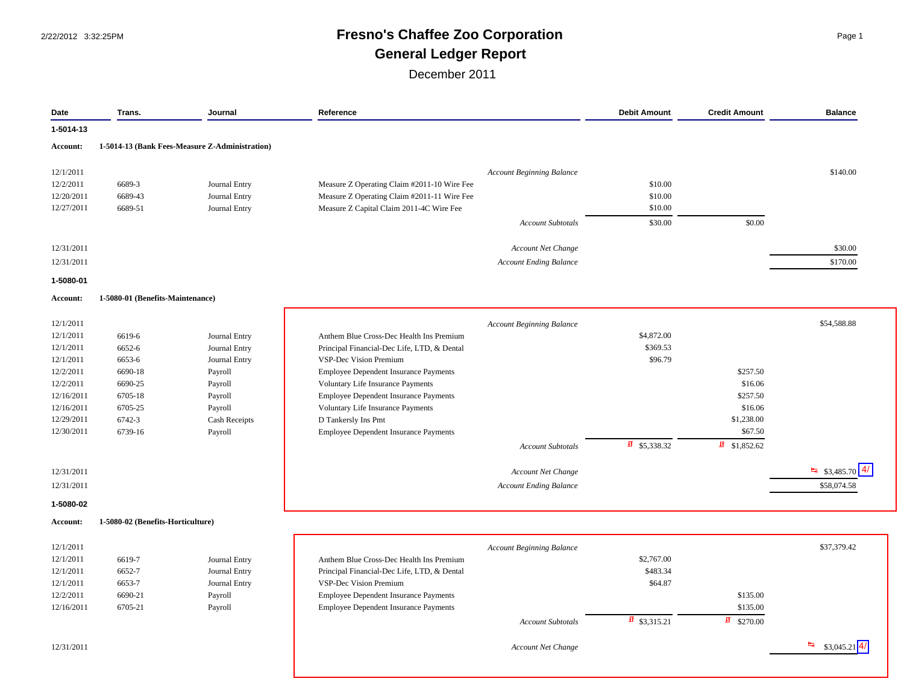# Fresno's Chaffee Zoo Corporation

## General Ledger Report

December 2011

| Date | Trans. | Journal | Reference | Debit Amount | Credit Amount | Balance |
|---|---|---|---|---|---|---|
| **1-5014-13** | | | | | | |
| **Account:** | **1-5014-13 (Bank Fees-Measure Z-Administration)** | | | | | |
| 12/1/2011 | | | *Account Beginning Balance* | | | $140.00 |
| 12/2/2011 | 6689-3 | Journal Entry | Measure Z Operating Claim #2011-10 Wire Fee | $10.00 | | |
| 12/20/2011 | 6689-43 | Journal Entry | Measure Z Operating Claim #2011-11 Wire Fee | $10.00 | | |
| 12/27/2011 | 6689-51 | Journal Entry | Measure Z Capital Claim 2011-4C Wire Fee | $10.00 | | |
| | | | *Account Subtotals* | $30.00 | $0.00 | |
| 12/31/2011 | | | *Account Net Change* | | | $30.00 |
| 12/31/2011 | | | *Account Ending Balance* | | | $170.00 |
| **1-5080-01** | | | | | | |
| **Account:** | **1-5080-01 (Benefits-Maintenance)** | | | | | |
| 12/1/2011 | | | *Account Beginning Balance* | | | $54,588.88 |
| 12/1/2011 | 6619-6 | Journal Entry | Anthem Blue Cross-Dec Health Ins Premium | $4,872.00 | | |
| 12/1/2011 | 6652-6 | Journal Entry | Principal Financial-Dec Life, LTD, & Dental | $369.53 | | |
| 12/1/2011 | 6653-6 | Journal Entry | VSP-Dec Vision Premium | $96.79 | | |
| 12/2/2011 | 6690-18 | Payroll | Employee Dependent Insurance Payments | | $257.50 | |
| 12/2/2011 | 6690-25 | Payroll | Voluntary Life Insurance Payments | | $16.06 | |
| 12/16/2011 | 6705-18 | Payroll | Employee Dependent Insurance Payments | | $257.50 | |
| 12/16/2011 | 6705-25 | Payroll | Voluntary Life Insurance Payments | | $16.06 | |
| 12/29/2011 | 6742-3 | Cash Receipts | D Tankersly Ins Pmt | | $1,238.00 | |
| 12/30/2011 | 6739-16 | Payroll | Employee Dependent Insurance Payments | | $67.50 | |
| | | | *Account Subtotals* | $5,338.32 | $1,852.62 | |
| 12/31/2011 | | | *Account Net Change* | | | $3,485.70 4/ |
| 12/31/2011 | | | *Account Ending Balance* | | | $58,074.58 |
| **1-5080-02** | | | | | | |
| **Account:** | **1-5080-02 (Benefits-Horticulture)** | | | | | |
| 12/1/2011 | | | *Account Beginning Balance* | | | $37,379.42 |
| 12/1/2011 | 6619-7 | Journal Entry | Anthem Blue Cross-Dec Health Ins Premium | $2,767.00 | | |
| 12/1/2011 | 6652-7 | Journal Entry | Principal Financial-Dec Life, LTD, & Dental | $483.34 | | |
| 12/1/2011 | 6653-7 | Journal Entry | VSP-Dec Vision Premium | $64.87 | | |
| 12/2/2011 | 6690-21 | Payroll | Employee Dependent Insurance Payments | | $135.00 | |
| 12/16/2011 | 6705-21 | Payroll | Employee Dependent Insurance Payments | | $135.00 | |
| | | | *Account Subtotals* | $3,315.21 | $270.00 | |
| 12/31/2011 | | | *Account Net Change* | | | $3,045.21 4/ |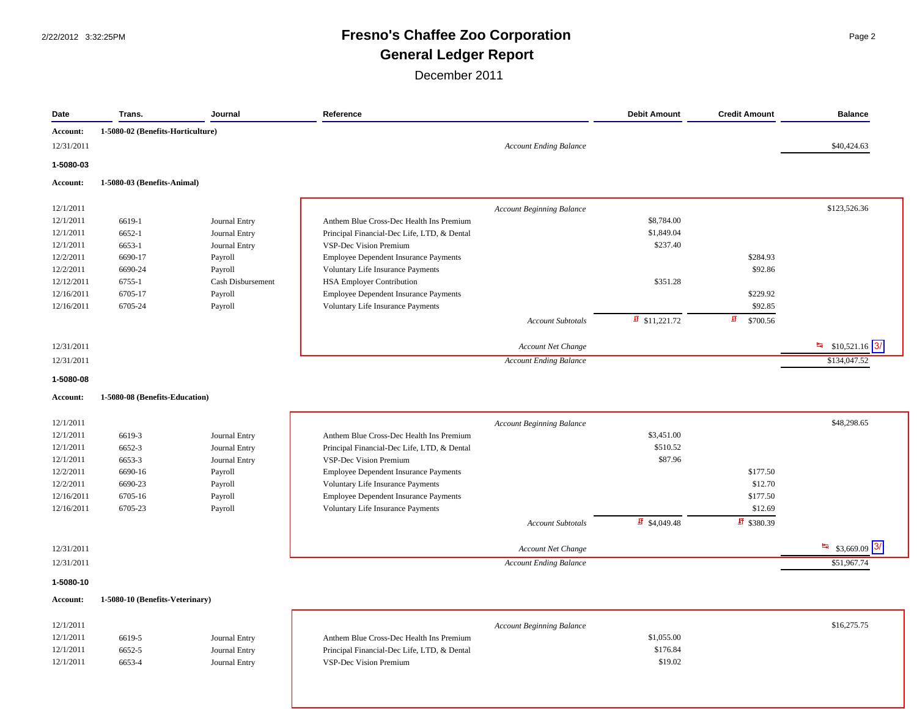# Fresno's Chaffee Zoo Corporation

## General Ledger Report

December 2011

| Date | Trans. | Journal | Reference | Debit Amount | Credit Amount | Balance |
|---|---|---|---|---|---|---|
| **Account:** | **1-5080-02 (Benefits-Horticulture)** | | | | | |
| 12/31/2011 | | | *Account Ending Balance* | | | $40,424.63 |
| **1-5080-03** | | | | | | |
| **Account:** | **1-5080-03 (Benefits-Animal)** | | | | | |
| 12/1/2011 | | | *Account Beginning Balance* | | | $123,526.36 |
| 12/1/2011 | 6619-1 | Journal Entry | Anthem Blue Cross-Dec Health Ins Premium | $8,784.00 | | |
| 12/1/2011 | 6652-1 | Journal Entry | Principal Financial-Dec Life, LTD, & Dental | $1,849.04 | | |
| 12/1/2011 | 6653-1 | Journal Entry | VSP-Dec Vision Premium | $237.40 | | |
| 12/2/2011 | 6690-17 | Payroll | Employee Dependent Insurance Payments | | $284.93 | |
| 12/2/2011 | 6690-24 | Payroll | Voluntary Life Insurance Payments | | $92.86 | |
| 12/12/2011 | 6755-1 | Cash Disbursement | HSA Employer Contribution | $351.28 | | |
| 12/16/2011 | 6705-17 | Payroll | Employee Dependent Insurance Payments | | $229.92 | |
| 12/16/2011 | 6705-24 | Payroll | Voluntary Life Insurance Payments | | $92.85 | |
| | | | *Account Subtotals* | $11,221.72 | $700.56 | |
| 12/31/2011 | | | *Account Net Change* | | | $10,521.16 3/ |
| 12/31/2011 | | | *Account Ending Balance* | | | $134,047.52 |
| **1-5080-08** | | | | | | |
| **Account:** | **1-5080-08 (Benefits-Education)** | | | | | |
| 12/1/2011 | | | *Account Beginning Balance* | | | $48,298.65 |
| 12/1/2011 | 6619-3 | Journal Entry | Anthem Blue Cross-Dec Health Ins Premium | $3,451.00 | | |
| 12/1/2011 | 6652-3 | Journal Entry | Principal Financial-Dec Life, LTD, & Dental | $510.52 | | |
| 12/1/2011 | 6653-3 | Journal Entry | VSP-Dec Vision Premium | $87.96 | | |
| 12/2/2011 | 6690-16 | Payroll | Employee Dependent Insurance Payments | | $177.50 | |
| 12/2/2011 | 6690-23 | Payroll | Voluntary Life Insurance Payments | | $12.70 | |
| 12/16/2011 | 6705-16 | Payroll | Employee Dependent Insurance Payments | | $177.50 | |
| 12/16/2011 | 6705-23 | Payroll | Voluntary Life Insurance Payments | | $12.69 | |
| | | | *Account Subtotals* | $4,049.48 | $380.39 | |
| 12/31/2011 | | | *Account Net Change* | | | $3,669.09 3/ |
| 12/31/2011 | | | *Account Ending Balance* | | | $51,967.74 |
| **1-5080-10** | | | | | | |
| **Account:** | **1-5080-10 (Benefits-Veterinary)** | | | | | |
| 12/1/2011 | | | *Account Beginning Balance* | | | $16,275.75 |
| 12/1/2011 | 6619-5 | Journal Entry | Anthem Blue Cross-Dec Health Ins Premium | $1,055.00 | | |
| 12/1/2011 | 6652-5 | Journal Entry | Principal Financial-Dec Life, LTD, & Dental | $176.84 | | |
| 12/1/2011 | 6653-4 | Journal Entry | VSP-Dec Vision Premium | $19.02 | | |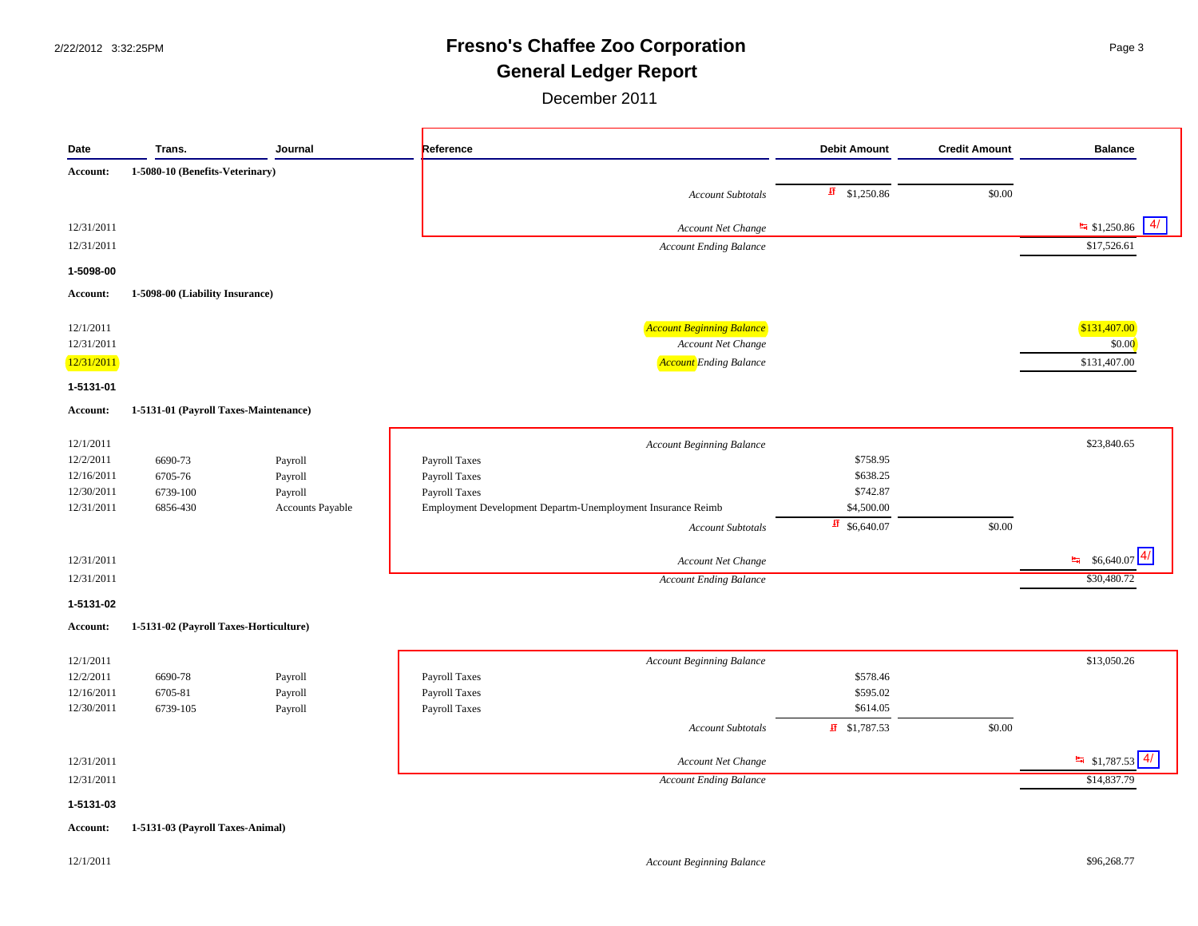# Fresno's Chaffee Zoo Corporation

## General Ledger Report

December 2011

| Date | Trans. | Journal | Reference | Debit Amount | Credit Amount | Balance |
|---|---|---|---|---|---|---|
| **Account:** | **1-5080-10 (Benefits-Veterinary)** | | | | | |
| | | | *Account Subtotals* | $1,250.86 | $0.00 | |
| 12/31/2011 | | | *Account Net Change* | | | $1,250.86 4/ |
| 12/31/2011 | | | *Account Ending Balance* | | | $17,526.61 |
| **1-5098-00** | | | | | | |
| **Account:** | **1-5098-00 (Liability Insurance)** | | | | | |
| 12/1/2011 | | | *Account Beginning Balance* | | | $131,407.00 |
| 12/31/2011 | | | *Account Net Change* | | | $0.00 |
| 12/31/2011 | | | *Account Ending Balance* | | | $131,407.00 |
| **1-5131-01** | | | | | | |
| **Account:** | **1-5131-01 (Payroll Taxes-Maintenance)** | | | | | |
| 12/1/2011 | | | *Account Beginning Balance* | | | $23,840.65 |
| 12/2/2011 | 6690-73 | Payroll | Payroll Taxes | $758.95 | | |
| 12/16/2011 | 6705-76 | Payroll | Payroll Taxes | $638.25 | | |
| 12/30/2011 | 6739-100 | Payroll | Payroll Taxes | $742.87 | | |
| 12/31/2011 | 6856-430 | Accounts Payable | Employment Development Departm-Unemployment Insurance Reimb | $4,500.00 | | |
| | | | *Account Subtotals* | $6,640.07 | $0.00 | |
| 12/31/2011 | | | *Account Net Change* | | | $6,640.07 4/ |
| 12/31/2011 | | | *Account Ending Balance* | | | $30,480.72 |
| **1-5131-02** | | | | | | |
| **Account:** | **1-5131-02 (Payroll Taxes-Horticulture)** | | | | | |
| 12/1/2011 | | | *Account Beginning Balance* | | | $13,050.26 |
| 12/2/2011 | 6690-78 | Payroll | Payroll Taxes | $578.46 | | |
| 12/16/2011 | 6705-81 | Payroll | Payroll Taxes | $595.02 | | |
| 12/30/2011 | 6739-105 | Payroll | Payroll Taxes | $614.05 | | |
| | | | *Account Subtotals* | $1,787.53 | $0.00 | |
| 12/31/2011 | | | *Account Net Change* | | | $1,787.53 4/ |
| 12/31/2011 | | | *Account Ending Balance* | | | $14,837.79 |
| **1-5131-03** | | | | | | |
| **Account:** | **1-5131-03 (Payroll Taxes-Animal)** | | | | | |
| 12/1/2011 | | | *Account Beginning Balance* | | | $96,268.77 |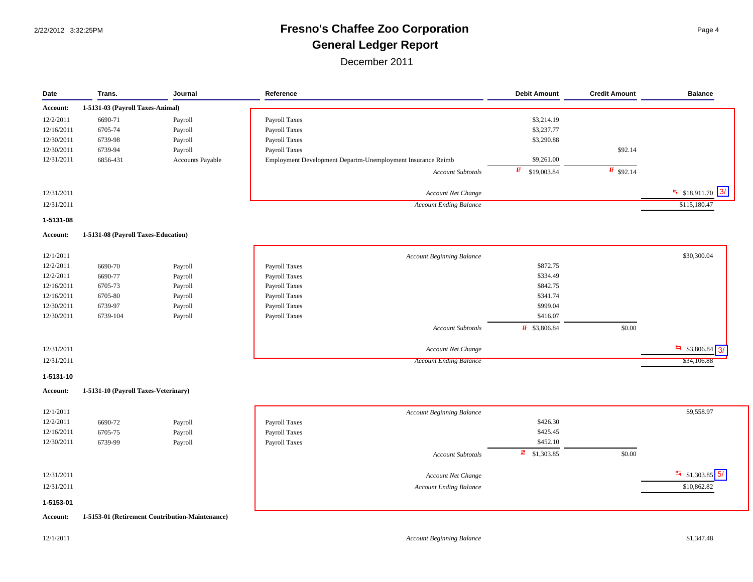# Fresno's Chaffee Zoo Corporation

## General Ledger Report

December 2011

| Date | Trans. | Journal | Reference | Debit Amount | Credit Amount | Balance |
|---|---|---|---|---|---|---|
| **Account:** | **1-5131-03 (Payroll Taxes-Animal)** | | | | | |
| 12/2/2011 | 6690-71 | Payroll | Payroll Taxes | $3,214.19 | | |
| 12/16/2011 | 6705-74 | Payroll | Payroll Taxes | $3,237.77 | | |
| 12/30/2011 | 6739-98 | Payroll | Payroll Taxes | $3,290.88 | | |
| 12/30/2011 | 6739-94 | Payroll | Payroll Taxes | | $92.14 | |
| 12/31/2011 | 6856-431 | Accounts Payable | Employment Development Departm-Unemployment Insurance Reimb | $9,261.00 | | |
| | | | *Account Subtotals* | $19,003.84 | $92.14 | |
| 12/31/2011 | | | *Account Net Change* | | | $18,911.70 3/ |
| 12/31/2011 | | | *Account Ending Balance* | | | $115,180.47 |
| **1-5131-08** | | | | | | |
| **Account:** | **1-5131-08 (Payroll Taxes-Education)** | | | | | |
| 12/1/2011 | | | *Account Beginning Balance* | | | $30,300.04 |
| 12/2/2011 | 6690-70 | Payroll | Payroll Taxes | $872.75 | | |
| 12/2/2011 | 6690-77 | Payroll | Payroll Taxes | $334.49 | | |
| 12/16/2011 | 6705-73 | Payroll | Payroll Taxes | $842.75 | | |
| 12/16/2011 | 6705-80 | Payroll | Payroll Taxes | $341.74 | | |
| 12/30/2011 | 6739-97 | Payroll | Payroll Taxes | $999.04 | | |
| 12/30/2011 | 6739-104 | Payroll | Payroll Taxes | $416.07 | | |
| | | | *Account Subtotals* | $3,806.84 | $0.00 | |
| 12/31/2011 | | | *Account Net Change* | | | $3,806.84 3/ |
| 12/31/2011 | | | *Account Ending Balance* | | | $34,106.88 |
| **1-5131-10** | | | | | | |
| **Account:** | **1-5131-10 (Payroll Taxes-Veterinary)** | | | | | |
| 12/1/2011 | | | *Account Beginning Balance* | | | $9,558.97 |
| 12/2/2011 | 6690-72 | Payroll | Payroll Taxes | $426.30 | | |
| 12/16/2011 | 6705-75 | Payroll | Payroll Taxes | $425.45 | | |
| 12/30/2011 | 6739-99 | Payroll | Payroll Taxes | $452.10 | | |
| | | | *Account Subtotals* | $1,303.85 | $0.00 | |
| 12/31/2011 | | | *Account Net Change* | | | $1,303.85 5/ |
| 12/31/2011 | | | *Account Ending Balance* | | | $10,862.82 |
| **1-5153-01** | | | | | | |
| **Account:** | **1-5153-01 (Retirement Contribution-Maintenance)** | | | | | |
| 12/1/2011 | | | *Account Beginning Balance* | | | $1,347.48 |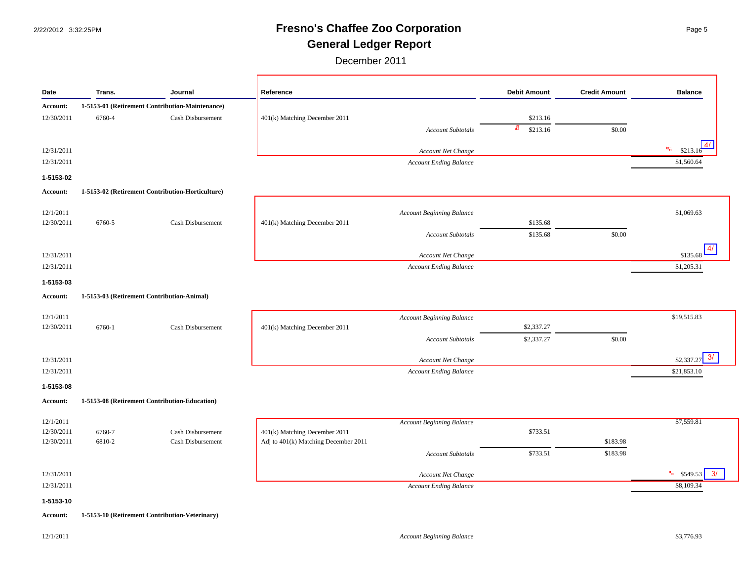# Fresno's Chaffee Zoo Corporation

## General Ledger Report

December 2011

| Date | Trans. | Journal | Reference | Debit Amount | Credit Amount | Balance |
|---|---|---|---|---|---|---|
| **Account:** | **1-5153-01 (Retirement Contribution-Maintenance)** | | | | | |
| 12/30/2011 | 6760-4 | Cash Disbursement | 401(k) Matching December 2011 | $213.16 | | |
| | | | *Account Subtotals* | $213.16 | $0.00 | |
| 12/31/2011 | | | *Account Net Change* | | | $213.16 4/ |
| 12/31/2011 | | | *Account Ending Balance* | | | $1,560.64 |
| **1-5153-02** | | | | | | |
| **Account:** | **1-5153-02 (Retirement Contribution-Horticulture)** | | | | | |
| 12/1/2011 | | | *Account Beginning Balance* | | | $1,069.63 |
| 12/30/2011 | 6760-5 | Cash Disbursement | 401(k) Matching December 2011 | $135.68 | | |
| | | | *Account Subtotals* | $135.68 | $0.00 | |
| 12/31/2011 | | | *Account Net Change* | | | $135.68 4/ |
| 12/31/2011 | | | *Account Ending Balance* | | | $1,205.31 |
| **1-5153-03** | | | | | | |
| **Account:** | **1-5153-03 (Retirement Contribution-Animal)** | | | | | |
| 12/1/2011 | | | *Account Beginning Balance* | | | $19,515.83 |
| 12/30/2011 | 6760-1 | Cash Disbursement | 401(k) Matching December 2011 | $2,337.27 | | |
| | | | *Account Subtotals* | $2,337.27 | $0.00 | |
| 12/31/2011 | | | *Account Net Change* | | | $2,337.27 3/ |
| 12/31/2011 | | | *Account Ending Balance* | | | $21,853.10 |
| **1-5153-08** | | | | | | |
| **Account:** | **1-5153-08 (Retirement Contribution-Education)** | | | | | |
| 12/1/2011 | | | *Account Beginning Balance* | | | $7,559.81 |
| 12/30/2011 | 6760-7 | Cash Disbursement | 401(k) Matching December 2011 | $733.51 | | |
| 12/30/2011 | 6810-2 | Cash Disbursement | Adj to 401(k) Matching December 2011 | | $183.98 | |
| | | | *Account Subtotals* | $733.51 | $183.98 | |
| 12/31/2011 | | | *Account Net Change* | | | $549.53 3/ |
| 12/31/2011 | | | *Account Ending Balance* | | | $8,109.34 |
| **1-5153-10** | | | | | | |
| **Account:** | **1-5153-10 (Retirement Contribution-Veterinary)** | | | | | |
| 12/1/2011 | | | *Account Beginning Balance* | | | $3,776.93 |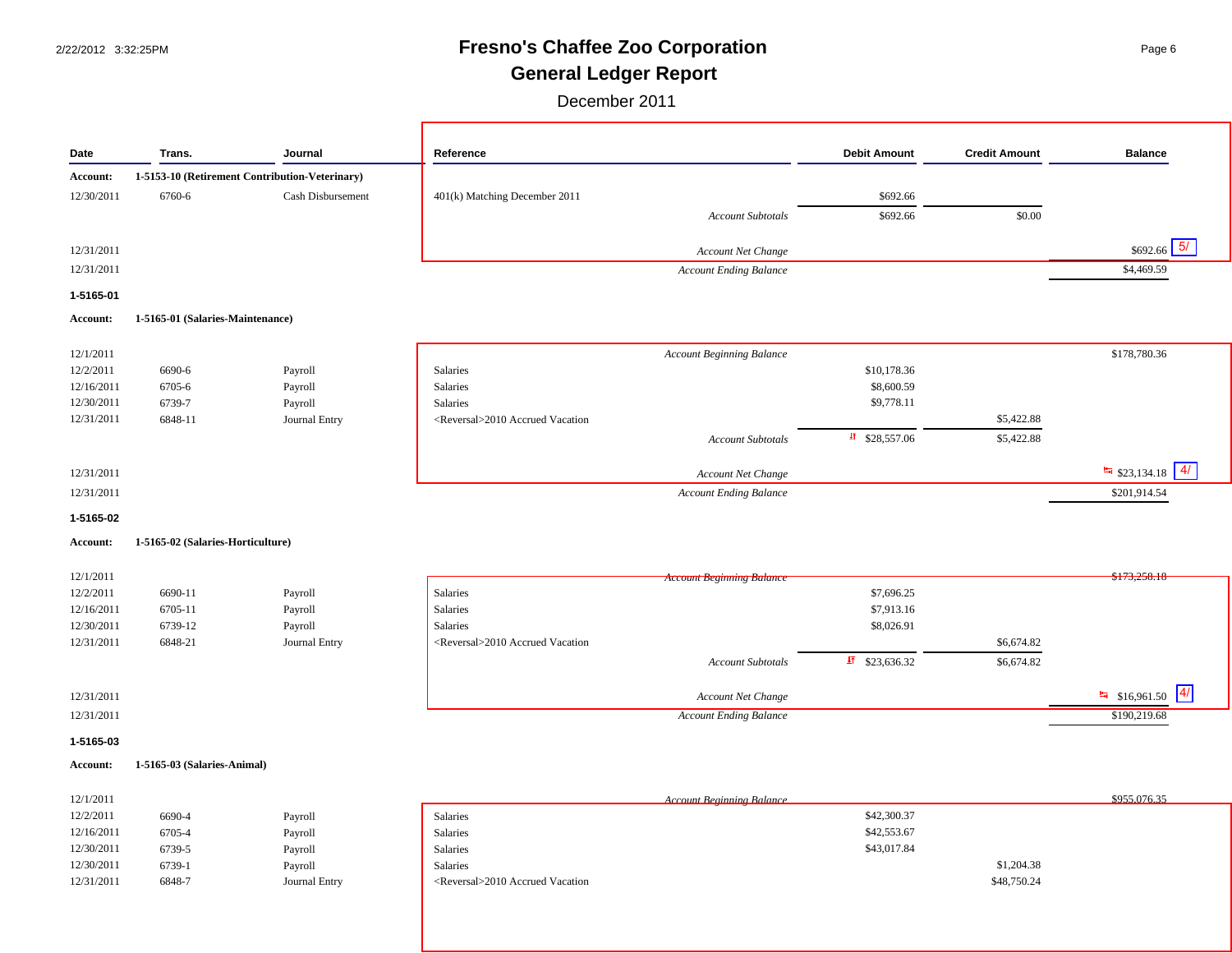# Fresno's Chaffee Zoo Corporation

## General Ledger Report

December 2011

| Date | Trans. | Journal | Reference | Debit Amount | Credit Amount | Balance |
|---|---|---|---|---|---|---|
| **Account:** | **1-5153-10 (Retirement Contribution-Veterinary)** | | | | | |
| 12/30/2011 | 6760-6 | Cash Disbursement | 401(k) Matching December 2011 | $692.66 | | |
| | | | *Account Subtotals* | $692.66 | $0.00 | |
| 12/31/2011 | | | *Account Net Change* | | | $692.66 5/ |
| 12/31/2011 | | | *Account Ending Balance* | | | $4,469.59 |
| **1-5165-01** | | | | | | |
| **Account:** | **1-5165-01 (Salaries-Maintenance)** | | | | | |
| 12/1/2011 | | | *Account Beginning Balance* | | | $178,780.36 |
| 12/2/2011 | 6690-6 | Payroll | Salaries | $10,178.36 | | |
| 12/16/2011 | 6705-6 | Payroll | Salaries | $8,600.59 | | |
| 12/30/2011 | 6739-7 | Payroll | Salaries | $9,778.11 | | |
| 12/31/2011 | 6848-11 | Journal Entry | <Reversal>2010 Accrued Vacation | | $5,422.88 | |
| | | | *Account Subtotals* | $28,557.06 | $5,422.88 | |
| 12/31/2011 | | | *Account Net Change* | | | $23,134.18 4/ |
| 12/31/2011 | | | *Account Ending Balance* | | | $201,914.54 |
| **1-5165-02** | | | | | | |
| **Account:** | **1-5165-02 (Salaries-Horticulture)** | | | | | |
| 12/1/2011 | | | *Account Beginning Balance* | | | $173,258.18 |
| 12/2/2011 | 6690-11 | Payroll | Salaries | $7,696.25 | | |
| 12/16/2011 | 6705-11 | Payroll | Salaries | $7,913.16 | | |
| 12/30/2011 | 6739-12 | Payroll | Salaries | $8,026.91 | | |
| 12/31/2011 | 6848-21 | Journal Entry | <Reversal>2010 Accrued Vacation | | $6,674.82 | |
| | | | *Account Subtotals* | $23,636.32 | $6,674.82 | |
| 12/31/2011 | | | *Account Net Change* | | | $16,961.50 4/ |
| 12/31/2011 | | | *Account Ending Balance* | | | $190,219.68 |
| **1-5165-03** | | | | | | |
| **Account:** | **1-5165-03 (Salaries-Animal)** | | | | | |
| 12/1/2011 | | | *Account Beginning Balance* | | | $955,076.35 |
| 12/2/2011 | 6690-4 | Payroll | Salaries | $42,300.37 | | |
| 12/16/2011 | 6705-4 | Payroll | Salaries | $42,553.67 | | |
| 12/30/2011 | 6739-5 | Payroll | Salaries | $43,017.84 | | |
| 12/30/2011 | 6739-1 | Payroll | Salaries | | $1,204.38 | |
| 12/31/2011 | 6848-7 | Journal Entry | <Reversal>2010 Accrued Vacation | | $48,750.24 | |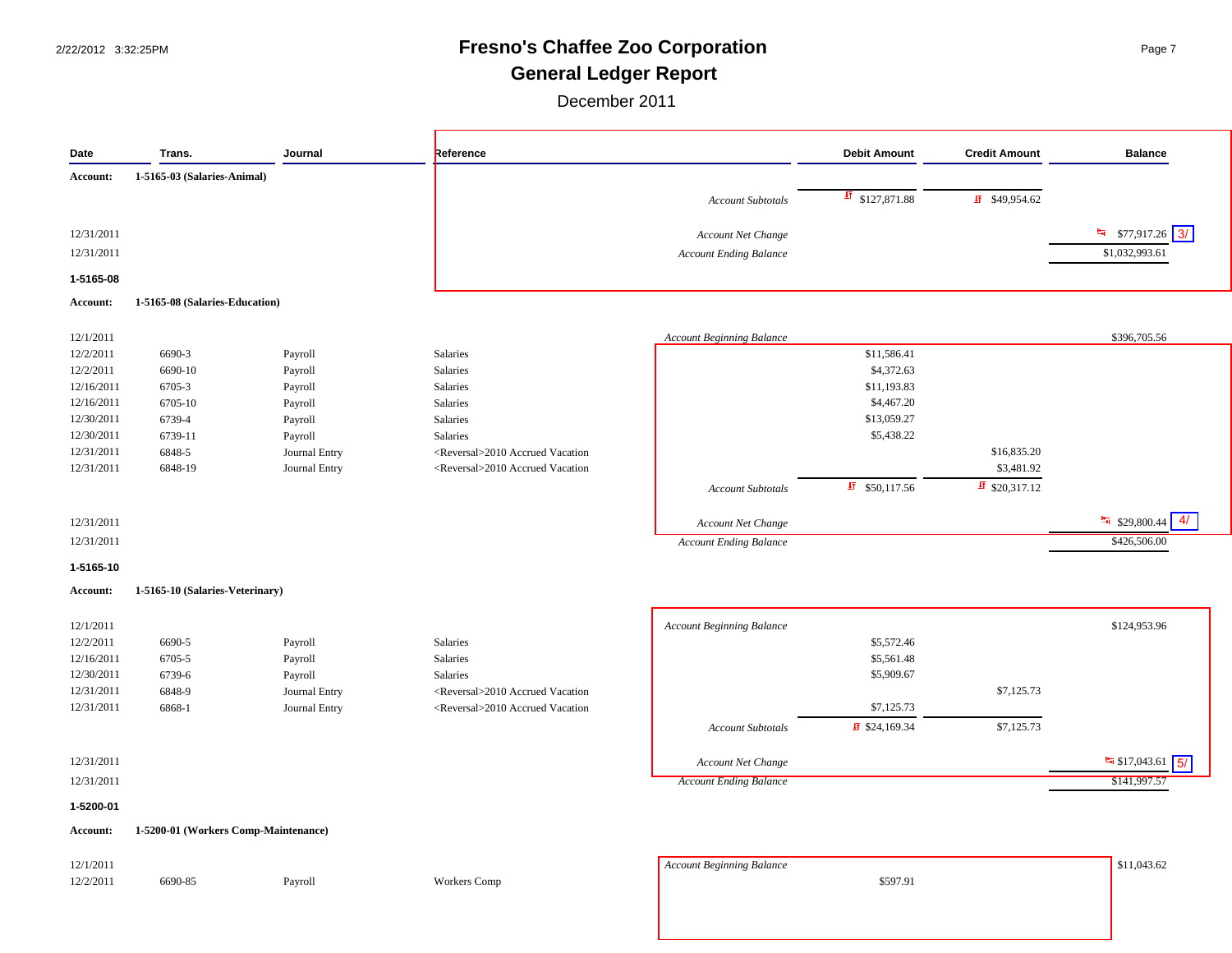# Fresno's Chaffee Zoo Corporation

## General Ledger Report

December 2011

| Date | Trans. | Journal | Reference | | Debit Amount | Credit Amount | Balance |
|---|---|---|---|---|---|---|---|
| **Account:** | **1-5165-03 (Salaries-Animal)** | | | | | | |
| | | | | *Account Subtotals* | $127,871.88 | $49,954.62 | |
| 12/31/2011 | | | | *Account Net Change* | | | $77,917.26 3/ |
| 12/31/2011 | | | | *Account Ending Balance* | | | $1,032,993.61 |
| **1-5165-08** | | | | | | | |
| **Account:** | **1-5165-08 (Salaries-Education)** | | | | | | |
| 12/1/2011 | | | | *Account Beginning Balance* | | | $396,705.56 |
| 12/2/2011 | 6690-3 | Payroll | Salaries | | $11,586.41 | | |
| 12/2/2011 | 6690-10 | Payroll | Salaries | | $4,372.63 | | |
| 12/16/2011 | 6705-3 | Payroll | Salaries | | $11,193.83 | | |
| 12/16/2011 | 6705-10 | Payroll | Salaries | | $4,467.20 | | |
| 12/30/2011 | 6739-4 | Payroll | Salaries | | $13,059.27 | | |
| 12/30/2011 | 6739-11 | Payroll | Salaries | | $5,438.22 | | |
| 12/31/2011 | 6848-5 | Journal Entry | <Reversal>2010 Accrued Vacation | | | $16,835.20 | |
| 12/31/2011 | 6848-19 | Journal Entry | <Reversal>2010 Accrued Vacation | | | $3,481.92 | |
| | | | | *Account Subtotals* | $50,117.56 | $20,317.12 | |
| 12/31/2011 | | | | *Account Net Change* | | | $29,800.44 4/ |
| 12/31/2011 | | | | *Account Ending Balance* | | | $426,506.00 |
| **1-5165-10** | | | | | | | |
| **Account:** | **1-5165-10 (Salaries-Veterinary)** | | | | | | |
| 12/1/2011 | | | | *Account Beginning Balance* | | | $124,953.96 |
| 12/2/2011 | 6690-5 | Payroll | Salaries | | $5,572.46 | | |
| 12/16/2011 | 6705-5 | Payroll | Salaries | | $5,561.48 | | |
| 12/30/2011 | 6739-6 | Payroll | Salaries | | $5,909.67 | | |
| 12/31/2011 | 6848-9 | Journal Entry | <Reversal>2010 Accrued Vacation | | | $7,125.73 | |
| 12/31/2011 | 6868-1 | Journal Entry | <Reversal>2010 Accrued Vacation | | $7,125.73 | | |
| | | | | *Account Subtotals* | $24,169.34 | $7,125.73 | |
| 12/31/2011 | | | | *Account Net Change* | | | $17,043.61 5/ |
| 12/31/2011 | | | | *Account Ending Balance* | | | $141,997.57 |
| **1-5200-01** | | | | | | | |
| **Account:** | **1-5200-01 (Workers Comp-Maintenance)** | | | | | | |
| 12/1/2011 | | | | *Account Beginning Balance* | | | $11,043.62 |
| 12/2/2011 | 6690-85 | Payroll | Workers Comp | | $597.91 | | |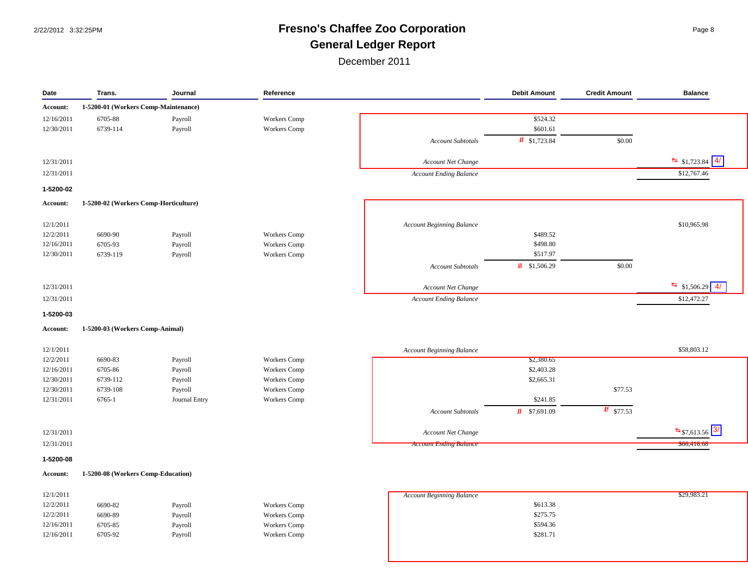# Fresno's Chaffee Zoo Corporation

## General Ledger Report

December 2011

| Date | Trans. | Journal | Reference | | Debit Amount | Credit Amount | Balance |
|---|---|---|---|---|---|---|---|
| **Account:** | **1-5200-01 (Workers Comp-Maintenance)** | | | | | | |
| 12/16/2011 | 6705-88 | Payroll | Workers Comp | | $524.32 | | |
| 12/30/2011 | 6739-114 | Payroll | Workers Comp | | $601.61 | | |
| | | | | *Account Subtotals* | $1,723.84 | $0.00 | |
| 12/31/2011 | | | | *Account Net Change* | | | $1,723.84 4/ |
| 12/31/2011 | | | | *Account Ending Balance* | | | $12,767.46 |
| **1-5200-02** | | | | | | | |
| **Account:** | **1-5200-02 (Workers Comp-Horticulture)** | | | | | | |
| 12/1/2011 | | | | *Account Beginning Balance* | | | $10,965.98 |
| 12/2/2011 | 6690-90 | Payroll | Workers Comp | | $489.52 | | |
| 12/16/2011 | 6705-93 | Payroll | Workers Comp | | $498.80 | | |
| 12/30/2011 | 6739-119 | Payroll | Workers Comp | | $517.97 | | |
| | | | | *Account Subtotals* | $1,506.29 | $0.00 | |
| 12/31/2011 | | | | *Account Net Change* | | | $1,506.29 4/ |
| 12/31/2011 | | | | *Account Ending Balance* | | | $12,472.27 |
| **1-5200-03** | | | | | | | |
| **Account:** | **1-5200-03 (Workers Comp-Animal)** | | | | | | |
| 12/1/2011 | | | | *Account Beginning Balance* | | | $58,803.12 |
| 12/2/2011 | 6690-83 | Payroll | Workers Comp | | $2,380.65 | | |
| 12/16/2011 | 6705-86 | Payroll | Workers Comp | | $2,403.28 | | |
| 12/30/2011 | 6739-112 | Payroll | Workers Comp | | $2,665.31 | | |
| 12/30/2011 | 6739-108 | Payroll | Workers Comp | | | $77.53 | |
| 12/31/2011 | 6765-1 | Journal Entry | Workers Comp | | $241.85 | | |
| | | | | *Account Subtotals* | $7,691.09 | $77.53 | |
| 12/31/2011 | | | | *Account Net Change* | | | $7,613.56 3/ |
| 12/31/2011 | | | | *Account Ending Balance* | | | $66,416.68 |
| **1-5200-08** | | | | | | | |
| **Account:** | **1-5200-08 (Workers Comp-Education)** | | | | | | |
| 12/1/2011 | | | | *Account Beginning Balance* | | | $29,983.21 |
| 12/2/2011 | 6690-82 | Payroll | Workers Comp | | $613.38 | | |
| 12/2/2011 | 6690-89 | Payroll | Workers Comp | | $275.75 | | |
| 12/16/2011 | 6705-85 | Payroll | Workers Comp | | $594.36 | | |
| 12/16/2011 | 6705-92 | Payroll | Workers Comp | | $281.71 | | |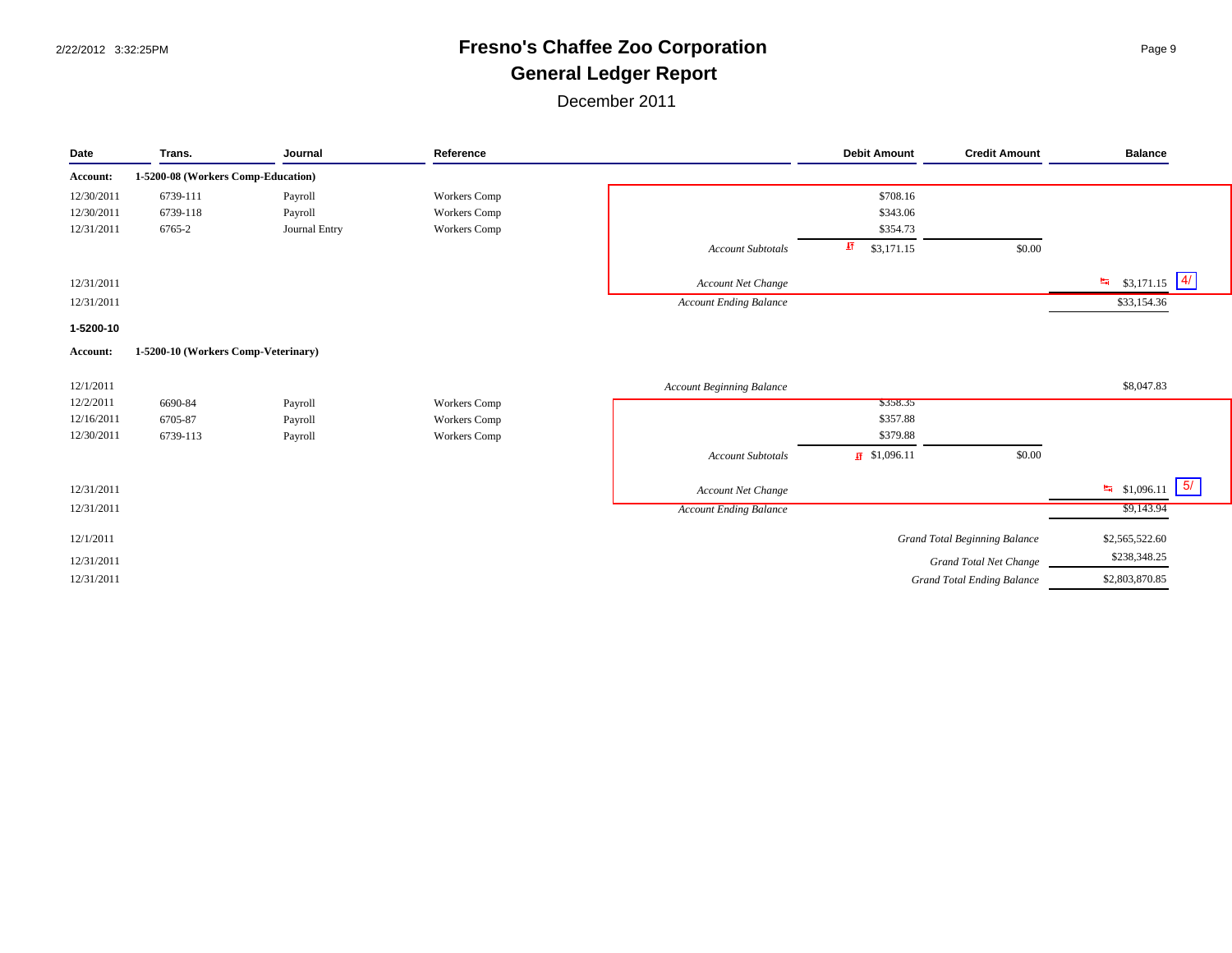# Fresno's Chaffee Zoo Corporation

## General Ledger Report

December 2011

| Date | Trans. | Journal | Reference | | Debit Amount | Credit Amount | Balance |
|---|---|---|---|---|---|---|---|
| **Account:** | **1-5200-08 (Workers Comp-Education)** | | | | | | |
| 12/30/2011 | 6739-111 | Payroll | Workers Comp | | $708.16 | | |
| 12/30/2011 | 6739-118 | Payroll | Workers Comp | | $343.06 | | |
| 12/31/2011 | 6765-2 | Journal Entry | Workers Comp | | $354.73 | | |
| | | | | *Account Subtotals* | $3,171.15 | $0.00 | |
| 12/31/2011 | | | | *Account Net Change* | | | $3,171.15 4/ |
| 12/31/2011 | | | | *Account Ending Balance* | | | $33,154.36 |
| **1-5200-10** | | | | | | | |
| **Account:** | **1-5200-10 (Workers Comp-Veterinary)** | | | | | | |
| 12/1/2011 | | | | *Account Beginning Balance* | | | $8,047.83 |
| 12/2/2011 | 6690-84 | Payroll | Workers Comp | | $358.35 | | |
| 12/16/2011 | 6705-87 | Payroll | Workers Comp | | $357.88 | | |
| 12/30/2011 | 6739-113 | Payroll | Workers Comp | | $379.88 | | |
| | | | | *Account Subtotals* | $1,096.11 | $0.00 | |
| 12/31/2011 | | | | *Account Net Change* | | | $1,096.11 5/ |
| 12/31/2011 | | | | *Account Ending Balance* | | | $9,143.94 |
| 12/1/2011 | | | | | | *Grand Total Beginning Balance* | $2,565,522.60 |
| 12/31/2011 | | | | | | *Grand Total Net Change* | $238,348.25 |
| 12/31/2011 | | | | | | *Grand Total Ending Balance* | $2,803,870.85 |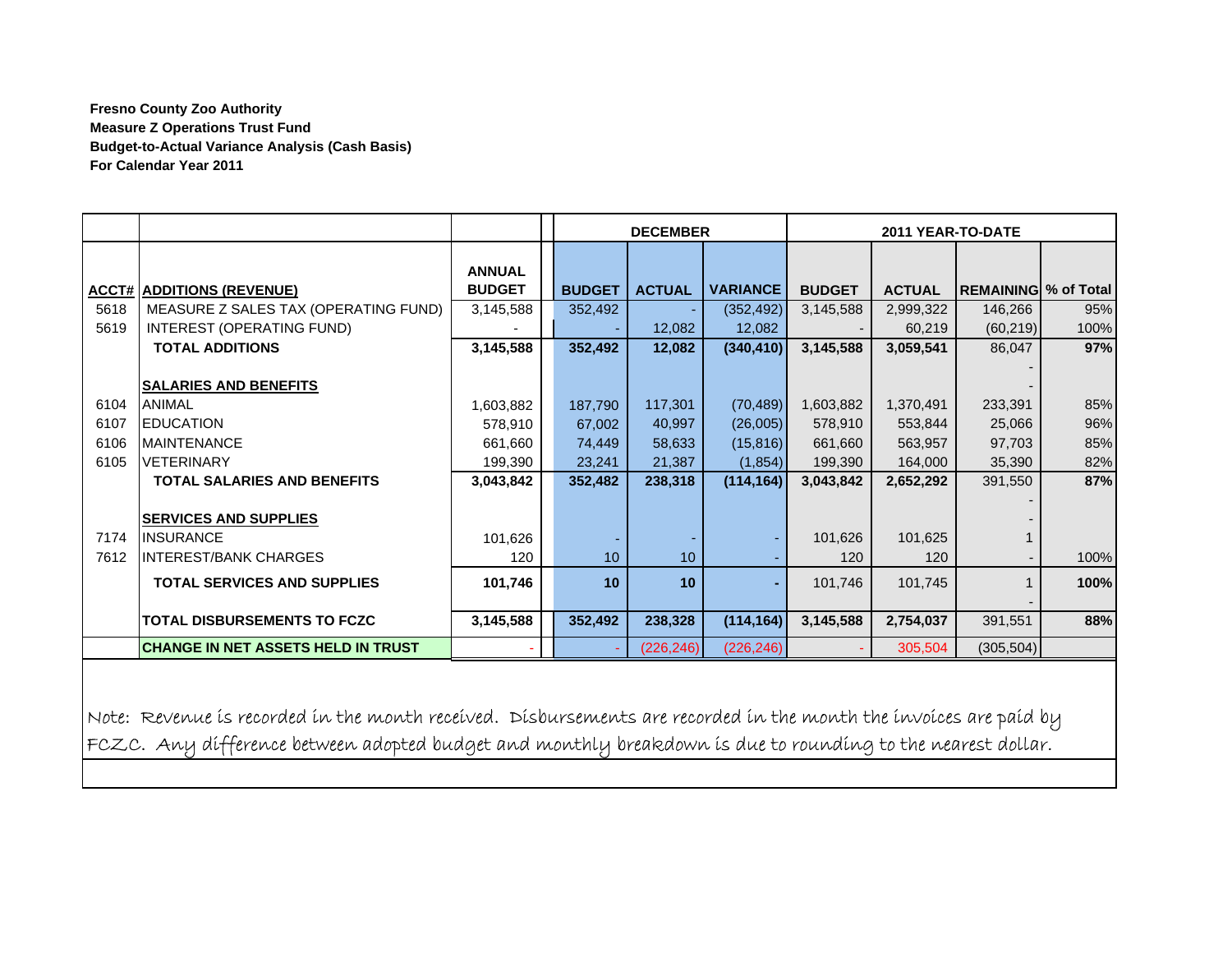**Fresno County Zoo Authority**
**Measure Z Operations Trust Fund**
**Budget-to-Actual Variance Analysis (Cash Basis)**
**For Calendar Year 2011**

| | | | DECEMBER | | | 2011 YEAR-TO-DATE | | | |
|---|---|---|---|---|---|---|---|---|---|
| **ACCT#** | **ADDITIONS (REVENUE)** | **ANNUAL BUDGET** | **BUDGET** | **ACTUAL** | **VARIANCE** | **BUDGET** | **ACTUAL** | **REMAINING** | **% of Total** |
| 5618 | MEASURE Z SALES TAX (OPERATING FUND) | 3,145,588 | 352,492 | - | (352,492) | 3,145,588 | 2,999,322 | 146,266 | 95% |
| 5619 | INTEREST (OPERATING FUND) | - | - | 12,082 | 12,082 | - | 60,219 | (60,219) | 100% |
| | **TOTAL ADDITIONS** | **3,145,588** | **352,492** | **12,082** | **(340,410)** | **3,145,588** | **3,059,541** | 86,047 | **97%** |
| | | | | | | | | - | |
| | **SALARIES AND BENEFITS** | | | | | | | - | |
| 6104 | ANIMAL | 1,603,882 | 187,790 | 117,301 | (70,489) | 1,603,882 | 1,370,491 | 233,391 | 85% |
| 6107 | EDUCATION | 578,910 | 67,002 | 40,997 | (26,005) | 578,910 | 553,844 | 25,066 | 96% |
| 6106 | MAINTENANCE | 661,660 | 74,449 | 58,633 | (15,816) | 661,660 | 563,957 | 97,703 | 85% |
| 6105 | VETERINARY | 199,390 | 23,241 | 21,387 | (1,854) | 199,390 | 164,000 | 35,390 | 82% |
| | **TOTAL SALARIES AND BENEFITS** | **3,043,842** | **352,482** | **238,318** | **(114,164)** | **3,043,842** | **2,652,292** | 391,550 | **87%** |
| | | | | | | | | - | |
| | **SERVICES AND SUPPLIES** | | | | | | | - | |
| 7174 | INSURANCE | 101,626 | - | - | - | 101,626 | 101,625 | 1 | |
| 7612 | INTEREST/BANK CHARGES | 120 | 10 | 10 | - | 120 | 120 | - | 100% |
| | **TOTAL SERVICES AND SUPPLIES** | **101,746** | **10** | **10** | **-** | 101,746 | 101,745 | 1 | **100%** |
| | | | | | | | | - | |
| | **TOTAL DISBURSEMENTS TO FCZC** | **3,145,588** | **352,492** | **238,328** | **(114,164)** | **3,145,588** | **2,754,037** | 391,551 | **88%** |
| | **CHANGE IN NET ASSETS HELD IN TRUST** | - | - | (226,246) | (226,246) | - | 305,504 | (305,504) | |

Note: Revenue is recorded in the month received. Disbursements are recorded in the month the invoices are paid by FCZC. Any difference between adopted budget and monthly breakdown is due to rounding to the nearest dollar.